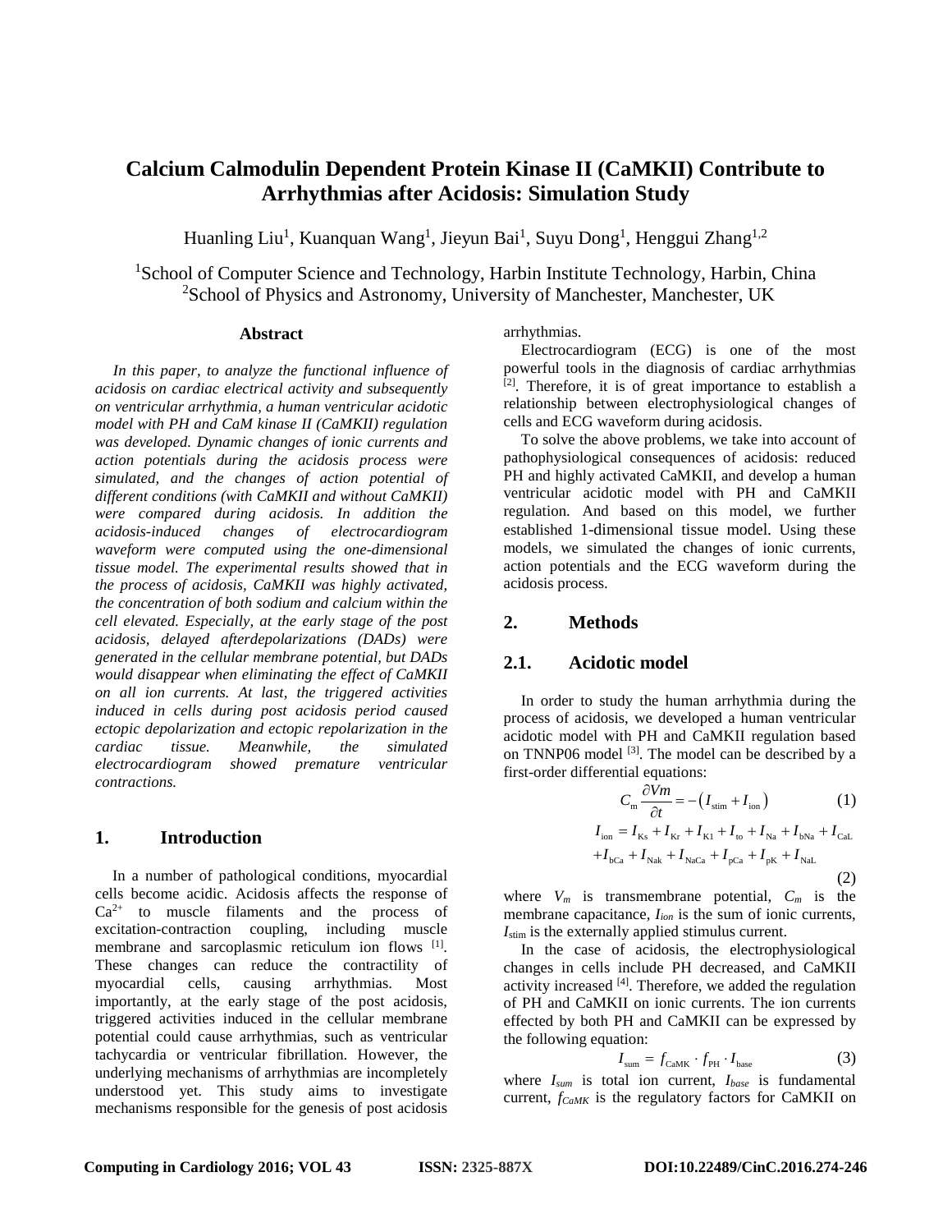# Calcium Calmodulin Dependent Protein Kinase II (CaMKII) Contribute to Arrhythmias after Acidosis: Simulation Study

Huanling Liu[1], Kuanquan Wang[1], Jieyun Bai[1], Suyu Dong[1], Henggui Zhang[1,2]

[1]School of Computer Science and Technology, Harbin Institute Technology, Harbin, China
[2]School of Physics and Astronomy, University of Manchester, Manchester, UK

### Abstract

*In this paper, to analyze the functional influence of acidosis on cardiac electrical activity and subsequently on ventricular arrhythmia, a human ventricular acidotic model with PH and CaM kinase II (CaMKII) regulation was developed. Dynamic changes of ionic currents and action potentials during the acidosis process were simulated, and the changes of action potential of different conditions (with CaMKII and without CaMKII) were compared during acidosis. In addition the acidosis-induced changes of electrocardiogram waveform were computed using the one-dimensional tissue model. The experimental results showed that in the process of acidosis, CaMKII was highly activated, the concentration of both sodium and calcium within the cell elevated. Especially, at the early stage of the post acidosis, delayed afterdepolarizations (DADs) were generated in the cellular membrane potential, but DADs would disappear when eliminating the effect of CaMKII on all ion currents. At last, the triggered activities induced in cells during post acidosis period caused ectopic depolarization and ectopic repolarization in the cardiac tissue. Meanwhile, the simulated electrocardiogram showed premature ventricular contractions.*

## 1. Introduction

In a number of pathological conditions, myocardial cells become acidic. Acidosis affects the response of $Ca^{2+}$ to muscle filaments and the process of excitation-contraction coupling, including muscle membrane and sarcoplasmic reticulum ion flows [1]. These changes can reduce the contractility of myocardial cells, causing arrhythmias. Most importantly, at the early stage of the post acidosis, triggered activities induced in the cellular membrane potential could cause arrhythmias, such as ventricular tachycardia or ventricular fibrillation. However, the underlying mechanisms of arrhythmias are incompletely understood yet. This study aims to investigate mechanisms responsible for the genesis of post acidosis arrhythmias.

Electrocardiogram (ECG) is one of the most powerful tools in the diagnosis of cardiac arrhythmias [2]. Therefore, it is of great importance to establish a relationship between electrophysiological changes of cells and ECG waveform during acidosis.

To solve the above problems, we take into account of pathophysiological consequences of acidosis: reduced PH and highly activated CaMKII, and develop a human ventricular acidotic model with PH and CaMKII regulation. And based on this model, we further established 1-dimensional tissue model. Using these models, we simulated the changes of ionic currents, action potentials and the ECG waveform during the acidosis process.

## 2. Methods

### 2.1. Acidotic model

In order to study the human arrhythmia during the process of acidosis, we developed a human ventricular acidotic model with PH and CaMKII regulation based on TNNP06 model [3]. The model can be described by a first-order differential equations:

$$C_m \frac{\partial Vm}{\partial t} = -\left(I_{stim} + I_{ion}\right) \tag{1}$$

$$I_{ion} = I_{Ks} + I_{Kr} + I_{K1} + I_{to} + I_{Na} + I_{bNa} + I_{CaL} + I_{bCa} + I_{Nak} + I_{NaCa} + I_{pCa} + I_{pK} + I_{NaL} \tag{2}$$

where $V_m$ is transmembrane potential, $C_m$ is the membrane capacitance, $I_{ion}$ is the sum of ionic currents, $I_{stim}$ is the externally applied stimulus current.

In the case of acidosis, the electrophysiological changes in cells include PH decreased, and CaMKII activity increased [4]. Therefore, we added the regulation of PH and CaMKII on ionic currents. The ion currents effected by both PH and CaMKII can be expressed by the following equation:

$$I_{sum} = f_{CaMK} \cdot f_{PH} \cdot I_{base} \tag{3}$$

where $I_{sum}$ is total ion current, $I_{base}$ is fundamental current, $f_{CaMK}$ is the regulatory factors for CaMKII on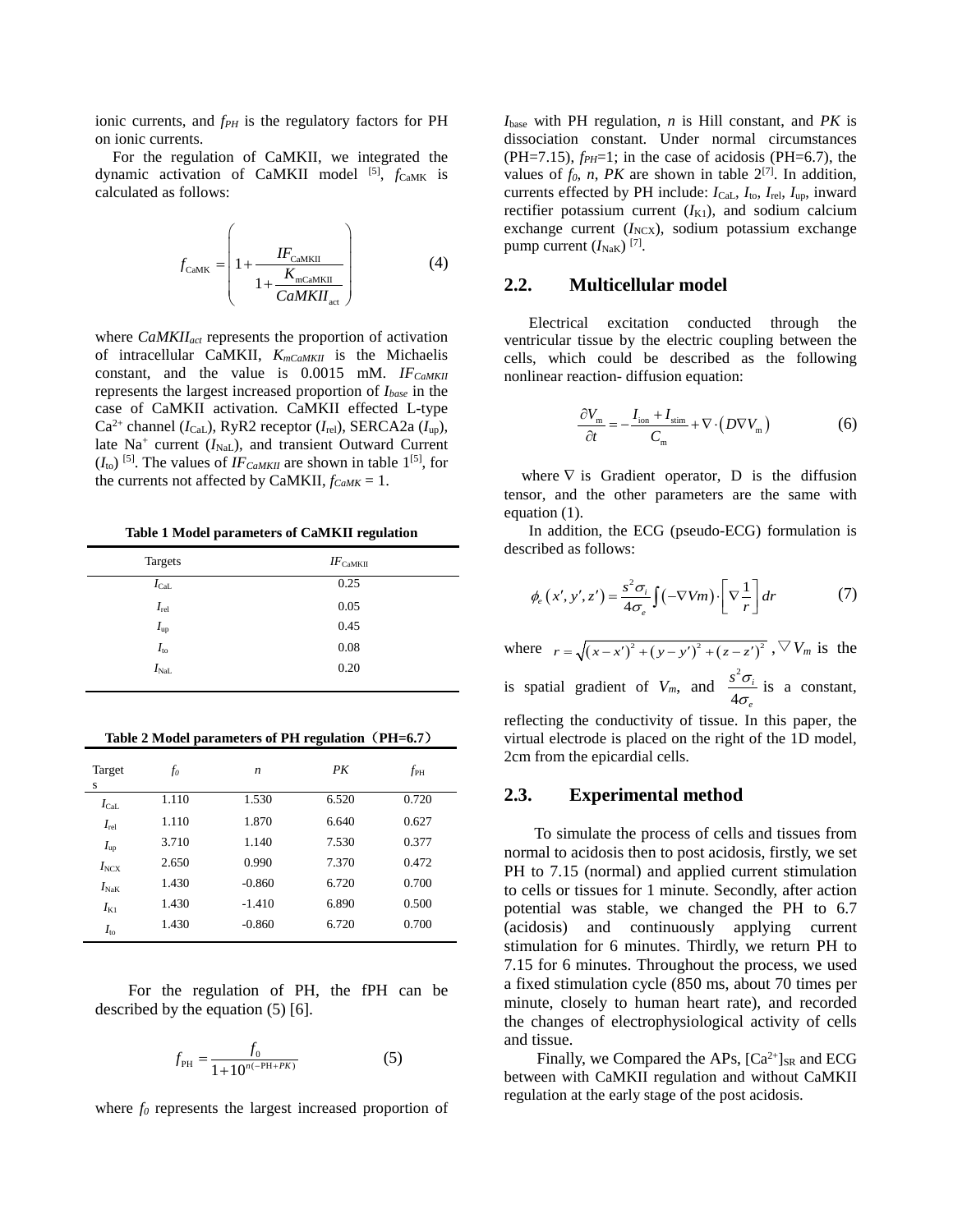ionic currents, and $f_{PH}$ is the regulatory factors for PH on ionic currents.

For the regulation of CaMKII, we integrated the dynamic activation of CaMKII model [5], $f_{\text{CaMK}}$ is calculated as follows:

$$f_{\text{CaMK}} = \left( 1 + \frac{IF_{\text{CaMKII}}}{1 + \frac{K_{\text{mCaMKII}}}{CaMKII_{\text{act}}}} \right) \tag{4}$$

where $CaMKII_{act}$ represents the proportion of activation of intracellular CaMKII, $K_{mCaMKII}$ is the Michaelis constant, and the value is 0.0015 mM. $IF_{CaMKII}$ represents the largest increased proportion of $I_{base}$ in the case of CaMKII activation. CaMKII effected L-type $Ca^{2+}$ channel ($I_{\text{CaL}}$), RyR2 receptor ($I_{\text{rel}}$), SERCA2a ($I_{\text{up}}$), late $Na^{+}$ current ($I_{\text{NaL}}$), and transient Outward Current ($I_{\text{to}}$) [5]. The values of $IF_{CaMKII}$ are shown in table 1[5], for the currents not affected by CaMKII, $f_{CaMK} = 1$.

**Table 1 Model parameters of CaMKII regulation**

| Targets | $IF_{\text{CaMKII}}$ |
|---|---|
| $I_{\text{CaL}}$ | 0.25 |
| $I_{\text{rel}}$ | 0.05 |
| $I_{\text{up}}$ | 0.45 |
| $I_{\text{to}}$ | 0.08 |
| $I_{\text{NaL}}$ | 0.20 |

**Table 2 Model parameters of PH regulation（PH=6.7）**

| Targets | $f_0$ | $n$ | $PK$ | $f_{\text{PH}}$ |
|---|---|---|---|---|
| $I_{\text{CaL}}$ | 1.110 | 1.530 | 6.520 | 0.720 |
| $I_{\text{rel}}$ | 1.110 | 1.870 | 6.640 | 0.627 |
| $I_{\text{up}}$ | 3.710 | 1.140 | 7.530 | 0.377 |
| $I_{\text{NCX}}$ | 2.650 | 0.990 | 7.370 | 0.472 |
| $I_{\text{NaK}}$ | 1.430 | -0.860 | 6.720 | 0.700 |
| $I_{\text{K1}}$ | 1.430 | -1.410 | 6.890 | 0.500 |
| $I_{\text{to}}$ | 1.430 | -0.860 | 6.720 | 0.700 |

For the regulation of PH, the fPH can be described by the equation (5) [6].

$$f_{\text{PH}} = \frac{f_0}{1 + 10^{n(-\text{PH} + PK)}} \tag{5}$$

where $f_0$ represents the largest increased proportion of $I_{\text{base}}$ with PH regulation, $n$ is Hill constant, and $PK$ is dissociation constant. Under normal circumstances (PH=7.15), $f_{PH}$=1; in the case of acidosis (PH=6.7), the values of $f_0$, $n$, $PK$ are shown in table 2[7]. In addition, currents effected by PH include: $I_{\text{CaL}}$, $I_{\text{to}}$, $I_{\text{rel}}$, $I_{\text{up}}$, inward rectifier potassium current ($I_{\text{K1}}$), and sodium calcium exchange current ($I_{\text{NCX}}$), sodium potassium exchange pump current ($I_{\text{NaK}}$) [7].

## 2.2. Multicellular model

Electrical excitation conducted through the ventricular tissue by the electric coupling between the cells, which could be described as the following nonlinear reaction- diffusion equation:

$$\frac{\partial V_{\text{m}}}{\partial t} = -\frac{I_{\text{ion}} + I_{\text{stim}}}{C_{\text{m}}} + \nabla \cdot \left( D \nabla V_{\text{m}} \right) \tag{6}$$

where $\nabla$ is Gradient operator, D is the diffusion tensor, and the other parameters are the same with equation (1).

In addition, the ECG (pseudo-ECG) formulation is described as follows:

$$\phi_e \left( x', y', z' \right) = \frac{s^2 \sigma_i}{4\sigma_e} \int \left( -\nabla Vm \right) \cdot \left[ \nabla \frac{1}{r} \right] dr \tag{7}$$

where $r = \sqrt{\left(x - x'\right)^2 + \left(y - y'\right)^2 + \left(z - z'\right)^2}$ , $\nabla V_m$ is the is spatial gradient of $V_m$, and $\frac{s^2 \sigma_i}{4\sigma_e}$ is a constant, reflecting the conductivity of tissue. In this paper, the virtual electrode is placed on the right of the 1D model, 2cm from the epicardial cells.

## 2.3. Experimental method

To simulate the process of cells and tissues from normal to acidosis then to post acidosis, firstly, we set PH to 7.15 (normal) and applied current stimulation to cells or tissues for 1 minute. Secondly, after action potential was stable, we changed the PH to 6.7 (acidosis) and continuously applying current stimulation for 6 minutes. Thirdly, we return PH to 7.15 for 6 minutes. Throughout the process, we used a fixed stimulation cycle (850 ms, about 70 times per minute, closely to human heart rate), and recorded the changes of electrophysiological activity of cells and tissue.

Finally, we Compared the APs, $[Ca^{2+}]_{SR}$ and ECG between with CaMKII regulation and without CaMKII regulation at the early stage of the post acidosis.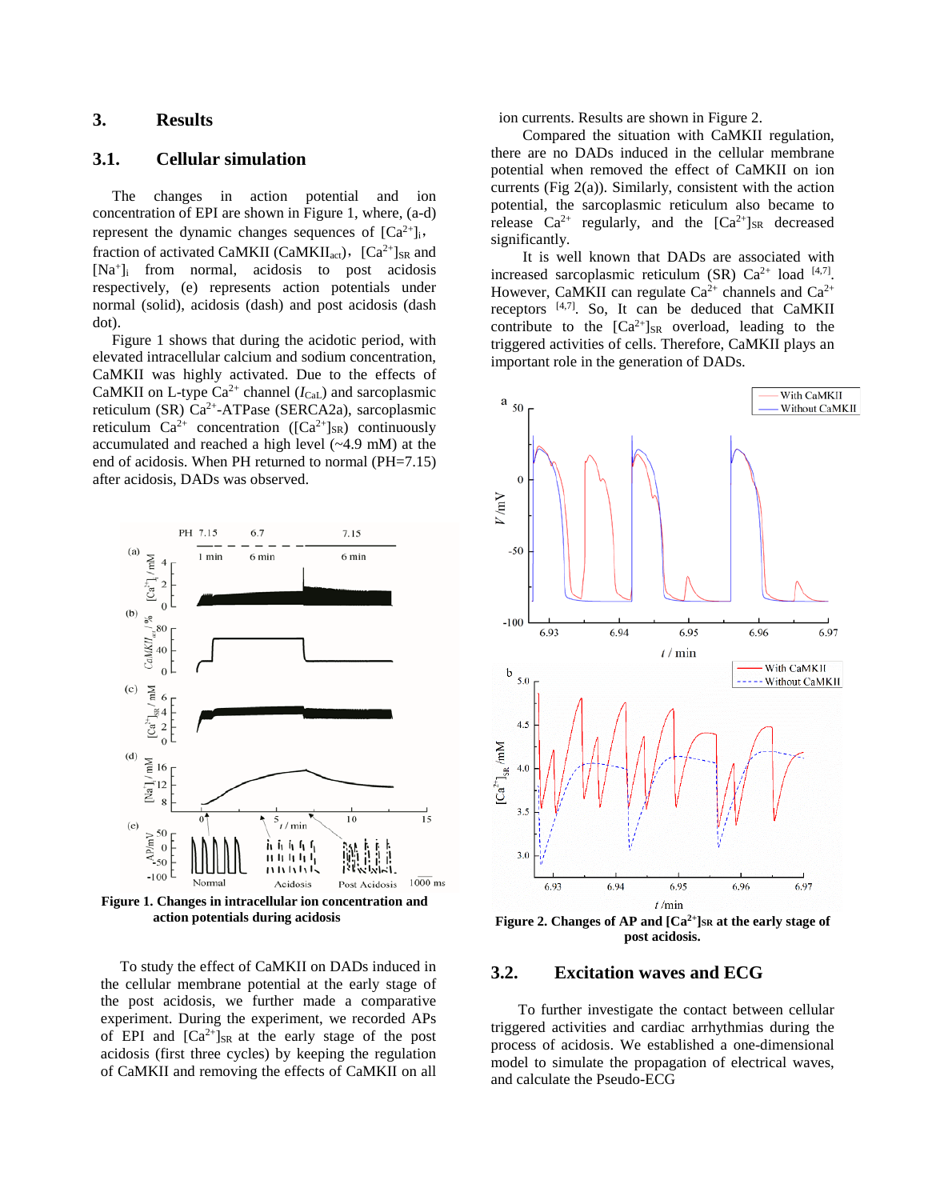## 3. Results

### 3.1. Cellular simulation

The changes in action potential and ion concentration of EPI are shown in Figure 1, where, (a-d) represent the dynamic changes sequences of $[Ca^{2+}]_i$, fraction of activated CaMKII ($CaMKII_{act}$), $[Ca^{2+}]_{SR}$ and $[Na^{+}]_i$ from normal, acidosis to post acidosis respectively, (e) represents action potentials under normal (solid), acidosis (dash) and post acidosis (dash dot).

Figure 1 shows that during the acidotic period, with elevated intracellular calcium and sodium concentration, CaMKII was highly activated. Due to the effects of CaMKII on L-type $Ca^{2+}$ channel ($I_{CaL}$) and sarcoplasmic reticulum (SR) $Ca^{2+}$-ATPase (SERCA2a), sarcoplasmic reticulum $Ca^{2+}$ concentration ($[Ca^{2+}]_{SR}$) continuously accumulated and reached a high level (~4.9 mM) at the end of acidosis. When PH returned to normal (PH=7.15) after acidosis, DADs was observed.

**Figure 1. Changes in intracellular ion concentration and action potentials during acidosis**

To study the effect of CaMKII on DADs induced in the cellular membrane potential at the early stage of the post acidosis, we further made a comparative experiment. During the experiment, we recorded APs of EPI and $[Ca^{2+}]_{SR}$ at the early stage of the post acidosis (first three cycles) by keeping the regulation of CaMKII and removing the effects of CaMKII on all ion currents. Results are shown in Figure 2.

Compared the situation with CaMKII regulation, there are no DADs induced in the cellular membrane potential when removed the effect of CaMKII on ion currents (Fig 2(a)). Similarly, consistent with the action potential, the sarcoplasmic reticulum also became to release $Ca^{2+}$ regularly, and the $[Ca^{2+}]_{SR}$ decreased significantly.

It is well known that DADs are associated with increased sarcoplasmic reticulum (SR) $Ca^{2+}$ load [4,7]. However, CaMKII can regulate $Ca^{2+}$ channels and $Ca^{2+}$ receptors [4,7]. So, It can be deduced that CaMKII contribute to the $[Ca^{2+}]_{SR}$ overload, leading to the triggered activities of cells. Therefore, CaMKII plays an important role in the generation of DADs.

**Figure 2. Changes of AP and $[Ca^{2+}]_{SR}$ at the early stage of post acidosis.**

### 3.2. Excitation waves and ECG

To further investigate the contact between cellular triggered activities and cardiac arrhythmias during the process of acidosis. We established a one-dimensional model to simulate the propagation of electrical waves, and calculate the Pseudo-ECG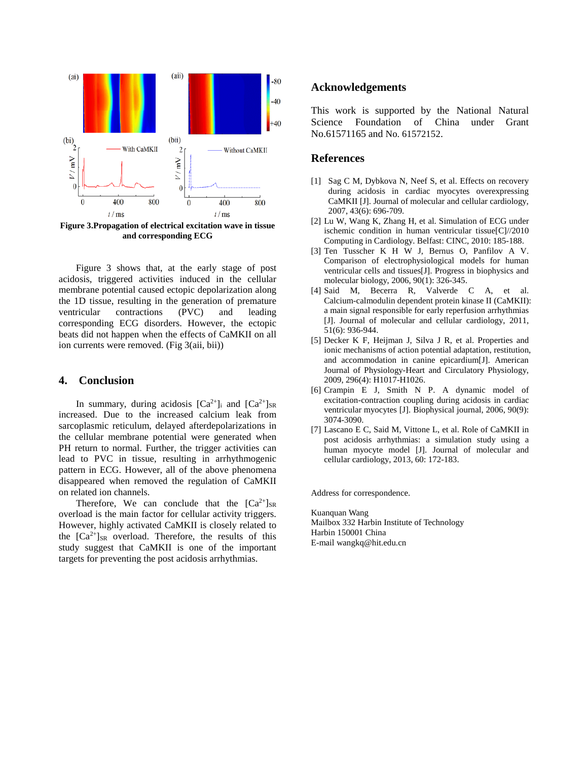(ai)

(aii)

-80

-40

+40

(bi)

With CaMKII

V / mV

2

0

0 400 800

t / ms

(bii)

Without CaMKII

V / mV

2

0

0 400 800

t / ms

**Figure 3.Propagation of electrical excitation wave in tissue and corresponding ECG**

Figure 3 shows that, at the early stage of post acidosis, triggered activities induced in the cellular membrane potential caused ectopic depolarization along the 1D tissue, resulting in the generation of premature ventricular contractions (PVC) and leading corresponding ECG disorders. However, the ectopic beats did not happen when the effects of CaMKII on all ion currents were removed. (Fig 3(aii, bii))

## 4. Conclusion

In summary, during acidosis $[Ca^{2+}]_i$ and $[Ca^{2+}]_{SR}$ increased. Due to the increased calcium leak from sarcoplasmic reticulum, delayed afterdepolarizations in the cellular membrane potential were generated when PH return to normal. Further, the trigger activities can lead to PVC in tissue, resulting in arrhythmogenic pattern in ECG. However, all of the above phenomena disappeared when removed the regulation of CaMKII on related ion channels.

Therefore, We can conclude that the $[Ca^{2+}]_{SR}$ overload is the main factor for cellular activity triggers. However, highly activated CaMKII is closely related to the $[Ca^{2+}]_{SR}$ overload. Therefore, the results of this study suggest that CaMKII is one of the important targets for preventing the post acidosis arrhythmias.

## Acknowledgements

This work is supported by the National Natural Science Foundation of China under Grant No.61571165 and No. 61572152.

## References

[1] Sag C M, Dybkova N, Neef S, et al. Effects on recovery during acidosis in cardiac myocytes overexpressing CaMKII [J]. Journal of molecular and cellular cardiology, 2007, 43(6): 696-709.

[2] Lu W, Wang K, Zhang H, et al. Simulation of ECG under ischemic condition in human ventricular tissue[C]//2010 Computing in Cardiology. Belfast: CINC, 2010: 185-188.

[3] Ten Tusscher K H W J, Bernus O, Panfilov A V. Comparison of electrophysiological models for human ventricular cells and tissues[J]. Progress in biophysics and molecular biology, 2006, 90(1): 326-345.

[4] Said M, Becerra R, Valverde C A, et al. Calcium-calmodulin dependent protein kinase II (CaMKII): a main signal responsible for early reperfusion arrhythmias [J]. Journal of molecular and cellular cardiology, 2011, 51(6): 936-944.

[5] Decker K F, Heijman J, Silva J R, et al. Properties and ionic mechanisms of action potential adaptation, restitution, and accommodation in canine epicardium[J]. American Journal of Physiology-Heart and Circulatory Physiology, 2009, 296(4): H1017-H1026.

[6] Crampin E J, Smith N P. A dynamic model of excitation-contraction coupling during acidosis in cardiac ventricular myocytes [J]. Biophysical journal, 2006, 90(9): 3074-3090.

[7] Lascano E C, Said M, Vittone L, et al. Role of CaMKII in post acidosis arrhythmias: a simulation study using a human myocyte model [J]. Journal of molecular and cellular cardiology, 2013, 60: 172-183.

Address for correspondence.

Kuanquan Wang
Mailbox 332 Harbin Institute of Technology
Harbin 150001 China
E-mail wangkq@hit.edu.cn